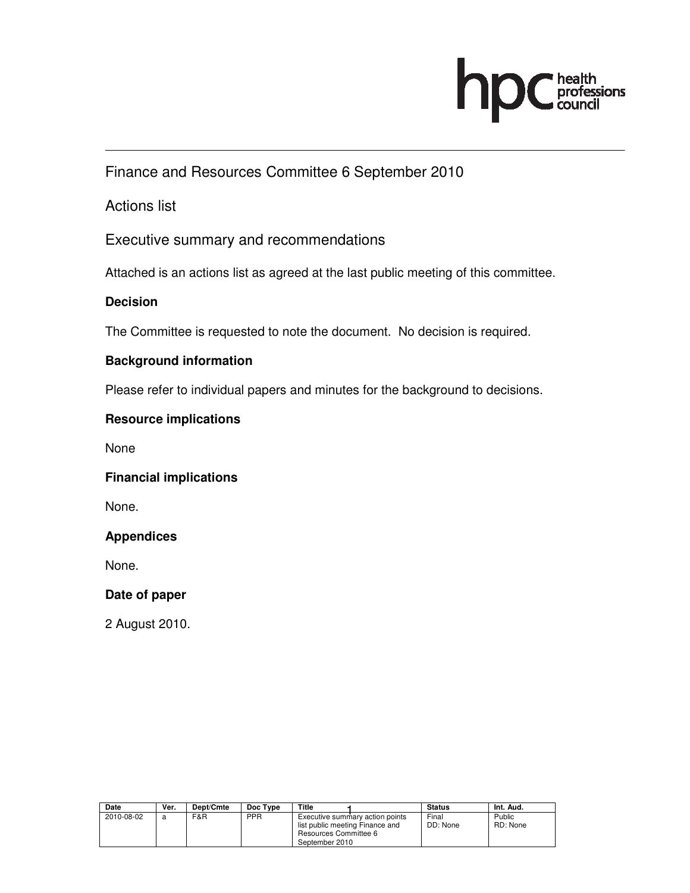# Finance and Resources Committee 6 September 2010

## Actions list

## Executive summary and recommendations

Attached is an actions list as agreed at the last public meeting of this committee.

### Decision

The Committee is requested to note the document. No decision is required.

### Background information

Please refer to individual papers and minutes for the background to decisions.

### Resource implications

None

### Financial implications

None.

### Appendices

None.

### Date of paper

2 August 2010.

| Date | Ver. | Dept/Cmte | Doc Type | Title | Status | Int. Aud. |
|---|---|---|---|---|---|---|
| 2010-08-02 | a | F&R | PPR | Executive summary action points list public meeting Finance and Resources Committee 6 September 2010 | Final DD: None | Public RD: None |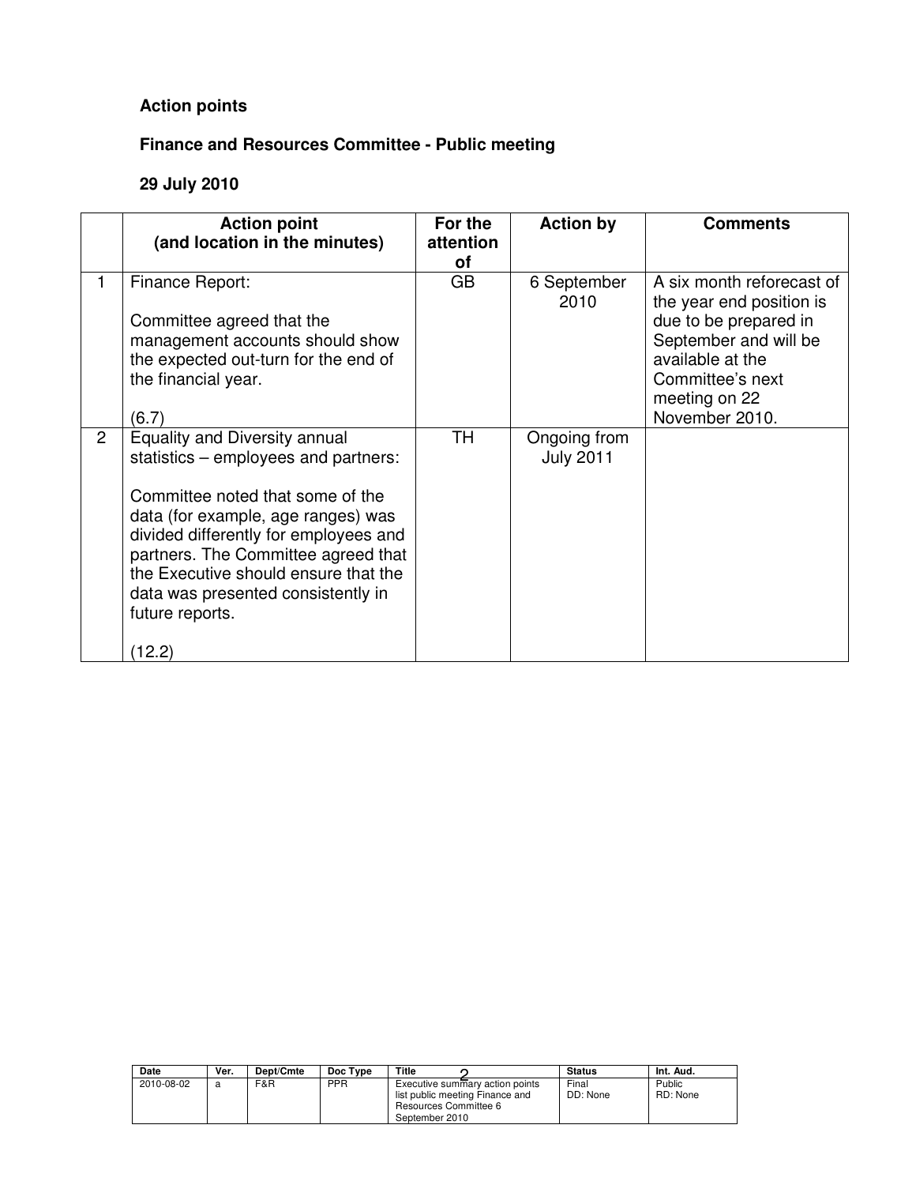**Action points**

**Finance and Resources Committee - Public meeting**

**29 July 2010**

| | Action point (and location in the minutes) | For the attention of | Action by | Comments |
|---|---|---|---|---|
| 1 | Finance Report:<br><br>Committee agreed that the management accounts should show the expected out-turn for the end of the financial year.<br><br>(6.7) | GB | 6 September 2010 | A six month reforecast of the year end position is due to be prepared in September and will be available at the Committee's next meeting on 22 November 2010. |
| 2 | Equality and Diversity annual statistics – employees and partners:<br><br>Committee noted that some of the data (for example, age ranges) was divided differently for employees and partners. The Committee agreed that the Executive should ensure that the data was presented consistently in future reports.<br><br>(12.2) | TH | Ongoing from July 2011 | |